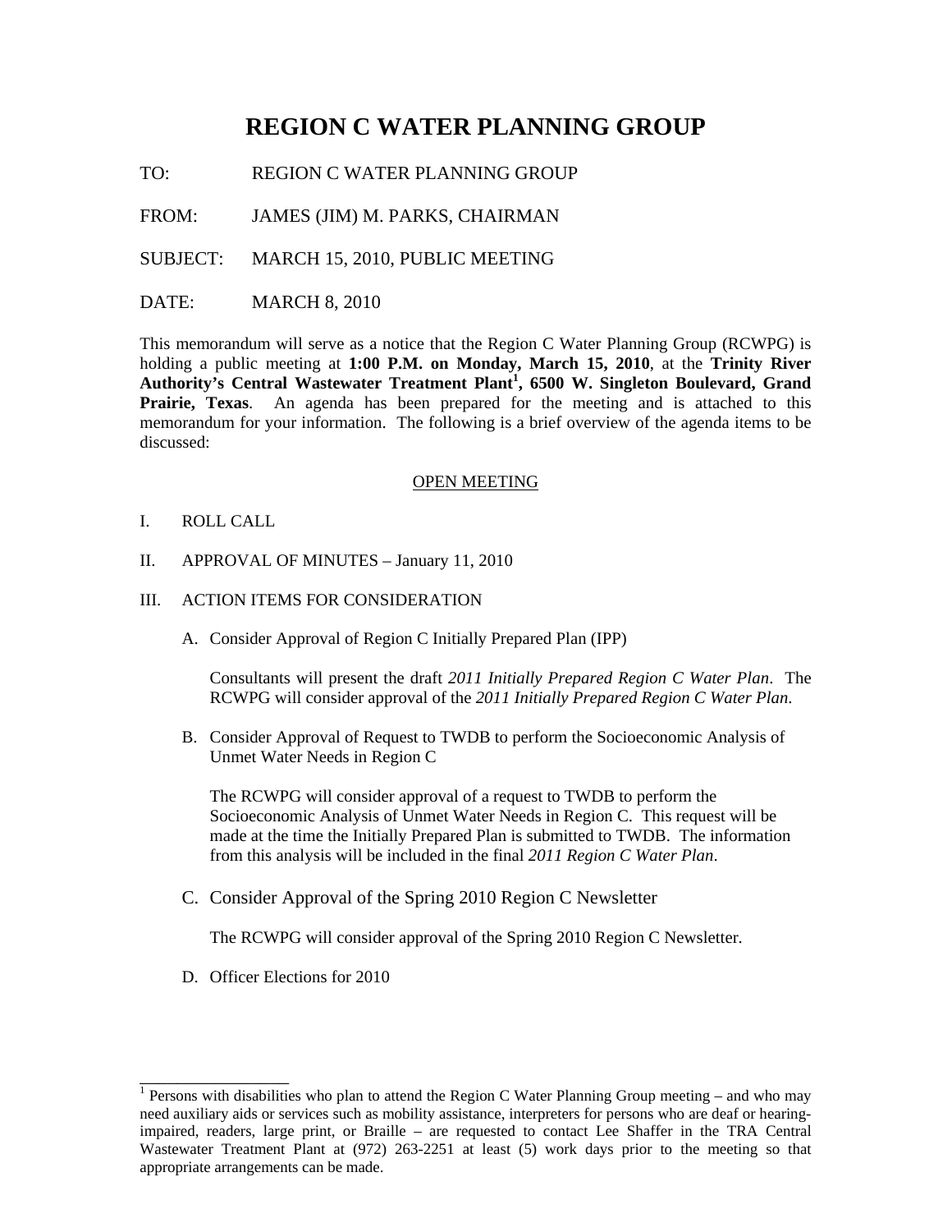# REGION C WATER PLANNING GROUP

TO: REGION C WATER PLANNING GROUP

FROM: JAMES (JIM) M. PARKS, CHAIRMAN

SUBJECT: MARCH 15, 2010, PUBLIC MEETING

DATE: MARCH 8, 2010

This memorandum will serve as a notice that the Region C Water Planning Group (RCWPG) is holding a public meeting at **1:00 P.M. on Monday, March 15, 2010**, at the **Trinity River Authority's Central Wastewater Treatment Plant[1], 6500 W. Singleton Boulevard, Grand Prairie, Texas**. An agenda has been prepared for the meeting and is attached to this memorandum for your information. The following is a brief overview of the agenda items to be discussed:

OPEN MEETING

I. ROLL CALL

II. APPROVAL OF MINUTES – January 11, 2010

III. ACTION ITEMS FOR CONSIDERATION

A. Consider Approval of Region C Initially Prepared Plan (IPP)

Consultants will present the draft *2011 Initially Prepared Region C Water Plan*. The RCWPG will consider approval of the *2011 Initially Prepared Region C Water Plan*.

B. Consider Approval of Request to TWDB to perform the Socioeconomic Analysis of Unmet Water Needs in Region C

The RCWPG will consider approval of a request to TWDB to perform the Socioeconomic Analysis of Unmet Water Needs in Region C. This request will be made at the time the Initially Prepared Plan is submitted to TWDB. The information from this analysis will be included in the final *2011 Region C Water Plan*.

C. Consider Approval of the Spring 2010 Region C Newsletter

The RCWPG will consider approval of the Spring 2010 Region C Newsletter.

D. Officer Elections for 2010

---

[1] Persons with disabilities who plan to attend the Region C Water Planning Group meeting – and who may need auxiliary aids or services such as mobility assistance, interpreters for persons who are deaf or hearing-impaired, readers, large print, or Braille – are requested to contact Lee Shaffer in the TRA Central Wastewater Treatment Plant at (972) 263-2251 at least (5) work days prior to the meeting so that appropriate arrangements can be made.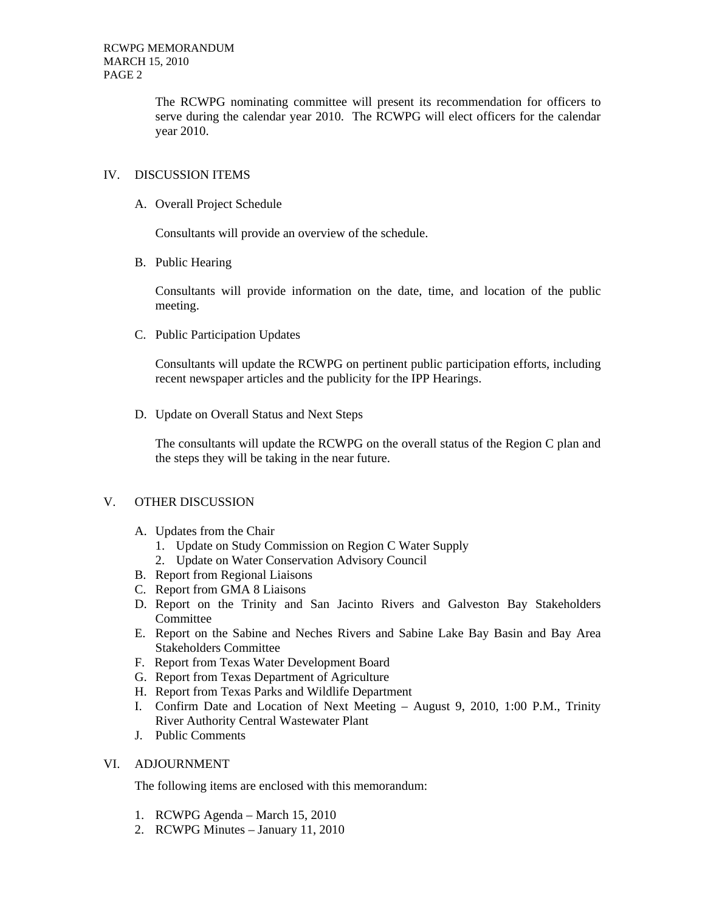The RCWPG nominating committee will present its recommendation for officers to serve during the calendar year 2010. The RCWPG will elect officers for the calendar year 2010.

## IV. DISCUSSION ITEMS

A. Overall Project Schedule

Consultants will provide an overview of the schedule.

B. Public Hearing

Consultants will provide information on the date, time, and location of the public meeting.

C. Public Participation Updates

Consultants will update the RCWPG on pertinent public participation efforts, including recent newspaper articles and the publicity for the IPP Hearings.

D. Update on Overall Status and Next Steps

The consultants will update the RCWPG on the overall status of the Region C plan and the steps they will be taking in the near future.

## V. OTHER DISCUSSION

A. Updates from the Chair
   1. Update on Study Commission on Region C Water Supply
   2. Update on Water Conservation Advisory Council

B. Report from Regional Liaisons

C. Report from GMA 8 Liaisons

D. Report on the Trinity and San Jacinto Rivers and Galveston Bay Stakeholders Committee

E. Report on the Sabine and Neches Rivers and Sabine Lake Bay Basin and Bay Area Stakeholders Committee

F. Report from Texas Water Development Board

G. Report from Texas Department of Agriculture

H. Report from Texas Parks and Wildlife Department

I. Confirm Date and Location of Next Meeting – August 9, 2010, 1:00 P.M., Trinity River Authority Central Wastewater Plant

J. Public Comments

## VI. ADJOURNMENT

The following items are enclosed with this memorandum:

1. RCWPG Agenda – March 15, 2010
2. RCWPG Minutes – January 11, 2010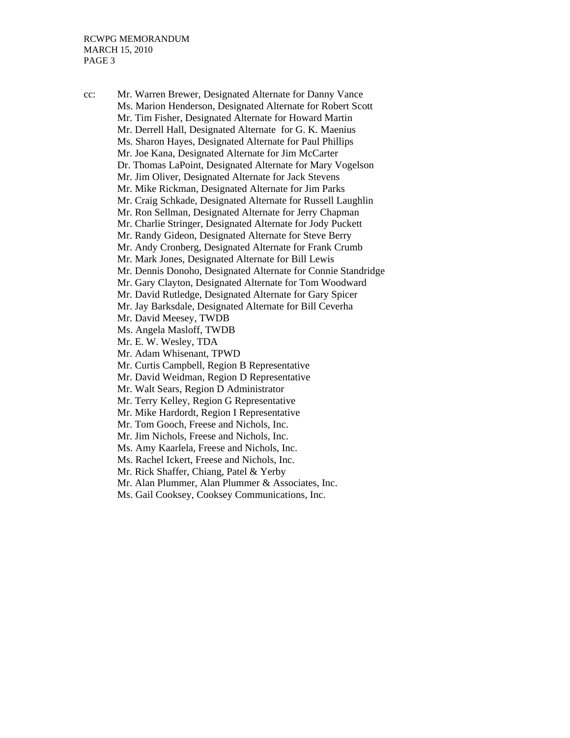cc: Mr. Warren Brewer, Designated Alternate for Danny Vance
Ms. Marion Henderson, Designated Alternate for Robert Scott
Mr. Tim Fisher, Designated Alternate for Howard Martin
Mr. Derrell Hall, Designated Alternate for G. K. Maenius
Ms. Sharon Hayes, Designated Alternate for Paul Phillips
Mr. Joe Kana, Designated Alternate for Jim McCarter
Dr. Thomas LaPoint, Designated Alternate for Mary Vogelson
Mr. Jim Oliver, Designated Alternate for Jack Stevens
Mr. Mike Rickman, Designated Alternate for Jim Parks
Mr. Craig Schkade, Designated Alternate for Russell Laughlin
Mr. Ron Sellman, Designated Alternate for Jerry Chapman
Mr. Charlie Stringer, Designated Alternate for Jody Puckett
Mr. Randy Gideon, Designated Alternate for Steve Berry
Mr. Andy Cronberg, Designated Alternate for Frank Crumb
Mr. Mark Jones, Designated Alternate for Bill Lewis
Mr. Dennis Donoho, Designated Alternate for Connie Standridge
Mr. Gary Clayton, Designated Alternate for Tom Woodward
Mr. David Rutledge, Designated Alternate for Gary Spicer
Mr. Jay Barksdale, Designated Alternate for Bill Ceverha
Mr. David Meesey, TWDB
Ms. Angela Masloff, TWDB
Mr. E. W. Wesley, TDA
Mr. Adam Whisenant, TPWD
Mr. Curtis Campbell, Region B Representative
Mr. David Weidman, Region D Representative
Mr. Walt Sears, Region D Administrator
Mr. Terry Kelley, Region G Representative
Mr. Mike Hardordt, Region I Representative
Mr. Tom Gooch, Freese and Nichols, Inc.
Mr. Jim Nichols, Freese and Nichols, Inc.
Ms. Amy Kaarlela, Freese and Nichols, Inc.
Ms. Rachel Ickert, Freese and Nichols, Inc.
Mr. Rick Shaffer, Chiang, Patel & Yerby
Mr. Alan Plummer, Alan Plummer & Associates, Inc.
Ms. Gail Cooksey, Cooksey Communications, Inc.